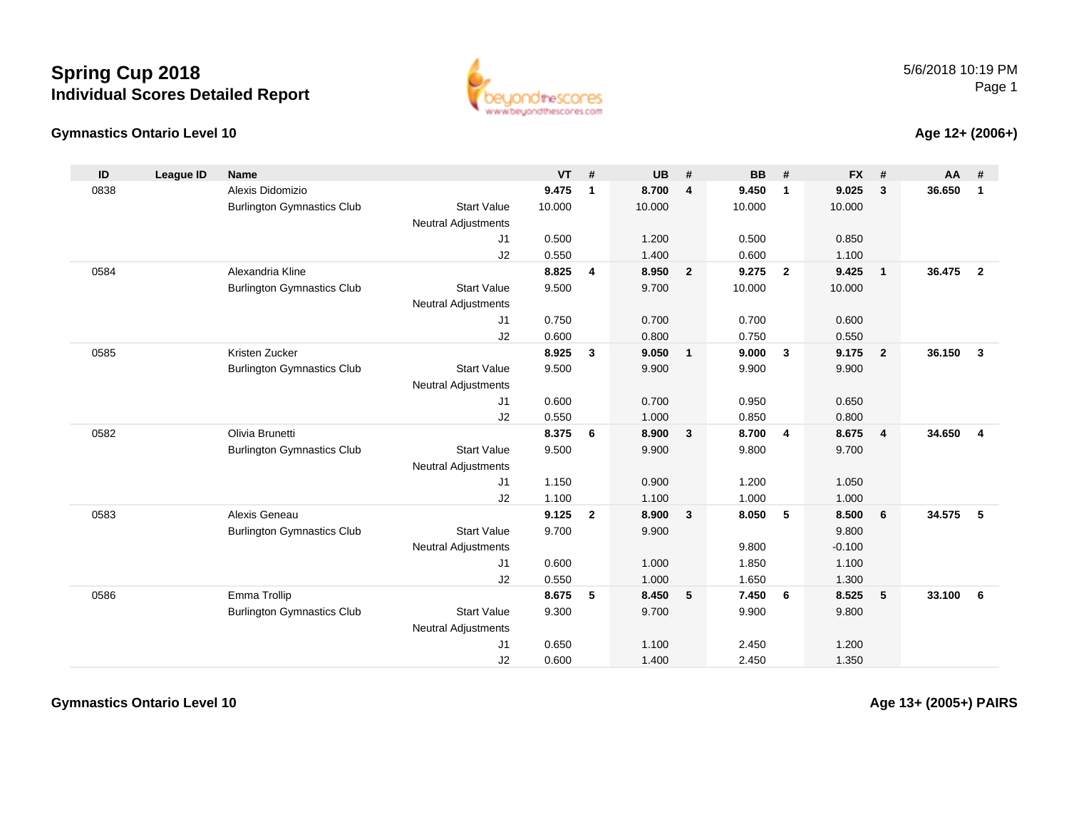# Spring Cup 2018
## Individual Scores Detailed Report

5/6/2018 10:19 PM

### Gymnastics Ontario Level 10

**Age 12+ (2006+)**

| ID | League ID | Name | | VT | # | UB | # | BB | # | FX | # | AA | # |
|---|---|---|---|---|---|---|---|---|---|---|---|---|---|
| 0838 | | Alexis Didomizio | | **9.475** | **1** | **8.700** | **4** | **9.450** | **1** | **9.025** | **3** | **36.650** | **1** |
| | | Burlington Gymnastics Club | Start Value | 10.000 | | 10.000 | | 10.000 | | 10.000 | | | |
| | | | Neutral Adjustments | | | | | | | | | | |
| | | | J1 | 0.500 | | 1.200 | | 0.500 | | 0.850 | | | |
| | | | J2 | 0.550 | | 1.400 | | 0.600 | | 1.100 | | | |
| 0584 | | Alexandria Kline | | **8.825** | **4** | **8.950** | **2** | **9.275** | **2** | **9.425** | **1** | **36.475** | **2** |
| | | Burlington Gymnastics Club | Start Value | 9.500 | | 9.700 | | 10.000 | | 10.000 | | | |
| | | | Neutral Adjustments | | | | | | | | | | |
| | | | J1 | 0.750 | | 0.700 | | 0.700 | | 0.600 | | | |
| | | | J2 | 0.600 | | 0.800 | | 0.750 | | 0.550 | | | |
| 0585 | | Kristen Zucker | | **8.925** | **3** | **9.050** | **1** | **9.000** | **3** | **9.175** | **2** | **36.150** | **3** |
| | | Burlington Gymnastics Club | Start Value | 9.500 | | 9.900 | | 9.900 | | 9.900 | | | |
| | | | Neutral Adjustments | | | | | | | | | | |
| | | | J1 | 0.600 | | 0.700 | | 0.950 | | 0.650 | | | |
| | | | J2 | 0.550 | | 1.000 | | 0.850 | | 0.800 | | | |
| 0582 | | Olivia Brunetti | | **8.375** | **6** | **8.900** | **3** | **8.700** | **4** | **8.675** | **4** | **34.650** | **4** |
| | | Burlington Gymnastics Club | Start Value | 9.500 | | 9.900 | | 9.800 | | 9.700 | | | |
| | | | Neutral Adjustments | | | | | | | | | | |
| | | | J1 | 1.150 | | 0.900 | | 1.200 | | 1.050 | | | |
| | | | J2 | 1.100 | | 1.100 | | 1.000 | | 1.000 | | | |
| 0583 | | Alexis Geneau | | **9.125** | **2** | **8.900** | **3** | **8.050** | **5** | **8.500** | **6** | **34.575** | **5** |
| | | Burlington Gymnastics Club | Start Value | 9.700 | | 9.900 | | | | 9.800 | | | |
| | | | Neutral Adjustments | | | | | 9.800 | | -0.100 | | | |
| | | | J1 | 0.600 | | 1.000 | | 1.850 | | 1.100 | | | |
| | | | J2 | 0.550 | | 1.000 | | 1.650 | | 1.300 | | | |
| 0586 | | Emma Trollip | | **8.675** | **5** | **8.450** | **5** | **7.450** | **6** | **8.525** | **5** | **33.100** | **6** |
| | | Burlington Gymnastics Club | Start Value | 9.300 | | 9.700 | | 9.900 | | 9.800 | | | |
| | | | Neutral Adjustments | | | | | | | | | | |
| | | | J1 | 0.650 | | 1.100 | | 2.450 | | 1.200 | | | |
| | | | J2 | 0.600 | | 1.400 | | 2.450 | | 1.350 | | | |

### Gymnastics Ontario Level 10

**Age 13+ (2005+) PAIRS**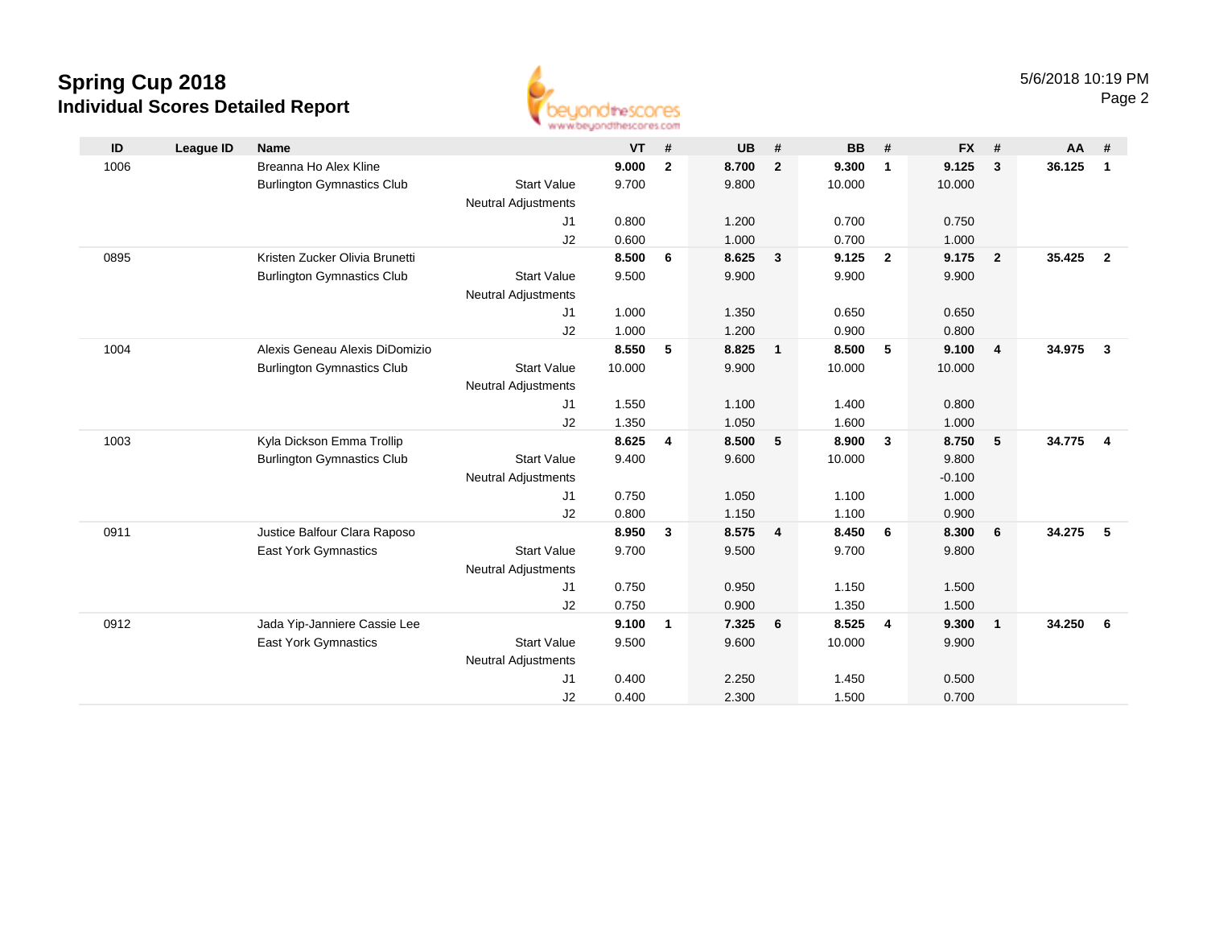# Spring Cup 2018
## Individual Scores Detailed Report

5/6/2018 10:19 PM

| ID | League ID | Name | | VT | # | UB | # | BB | # | FX | # | AA | # |
|---|---|---|---|---|---|---|---|---|---|---|---|---|---|
| 1006 | | Breanna Ho Alex Kline | | **9.000** | **2** | **8.700** | **2** | **9.300** | **1** | **9.125** | **3** | **36.125** | **1** |
| | | Burlington Gymnastics Club | Start Value | 9.700 | | 9.800 | | 10.000 | | 10.000 | | | |
| | | | Neutral Adjustments | | | | | | | | | | |
| | | | J1 | 0.800 | | 1.200 | | 0.700 | | 0.750 | | | |
| | | | J2 | 0.600 | | 1.000 | | 0.700 | | 1.000 | | | |
| 0895 | | Kristen Zucker Olivia Brunetti | | **8.500** | **6** | **8.625** | **3** | **9.125** | **2** | **9.175** | **2** | **35.425** | **2** |
| | | Burlington Gymnastics Club | Start Value | 9.500 | | 9.900 | | 9.900 | | 9.900 | | | |
| | | | Neutral Adjustments | | | | | | | | | | |
| | | | J1 | 1.000 | | 1.350 | | 0.650 | | 0.650 | | | |
| | | | J2 | 1.000 | | 1.200 | | 0.900 | | 0.800 | | | |
| 1004 | | Alexis Geneau Alexis DiDomizio | | **8.550** | **5** | **8.825** | **1** | **8.500** | **5** | **9.100** | **4** | **34.975** | **3** |
| | | Burlington Gymnastics Club | Start Value | 10.000 | | 9.900 | | 10.000 | | 10.000 | | | |
| | | | Neutral Adjustments | | | | | | | | | | |
| | | | J1 | 1.550 | | 1.100 | | 1.400 | | 0.800 | | | |
| | | | J2 | 1.350 | | 1.050 | | 1.600 | | 1.000 | | | |
| 1003 | | Kyla Dickson Emma Trollip | | **8.625** | **4** | **8.500** | **5** | **8.900** | **3** | **8.750** | **5** | **34.775** | **4** |
| | | Burlington Gymnastics Club | Start Value | 9.400 | | 9.600 | | 10.000 | | 9.800 | | | |
| | | | Neutral Adjustments | | | | | | | -0.100 | | | |
| | | | J1 | 0.750 | | 1.050 | | 1.100 | | 1.000 | | | |
| | | | J2 | 0.800 | | 1.150 | | 1.100 | | 0.900 | | | |
| 0911 | | Justice Balfour Clara Raposo | | **8.950** | **3** | **8.575** | **4** | **8.450** | **6** | **8.300** | **6** | **34.275** | **5** |
| | | East York Gymnastics | Start Value | 9.700 | | 9.500 | | 9.700 | | 9.800 | | | |
| | | | Neutral Adjustments | | | | | | | | | | |
| | | | J1 | 0.750 | | 0.950 | | 1.150 | | 1.500 | | | |
| | | | J2 | 0.750 | | 0.900 | | 1.350 | | 1.500 | | | |
| 0912 | | Jada Yip-Janniere Cassie Lee | | **9.100** | **1** | **7.325** | **6** | **8.525** | **4** | **9.300** | **1** | **34.250** | **6** |
| | | East York Gymnastics | Start Value | 9.500 | | 9.600 | | 10.000 | | 9.900 | | | |
| | | | Neutral Adjustments | | | | | | | | | | |
| | | | J1 | 0.400 | | 2.250 | | 1.450 | | 0.500 | | | |
| | | | J2 | 0.400 | | 2.300 | | 1.500 | | 0.700 | | | |